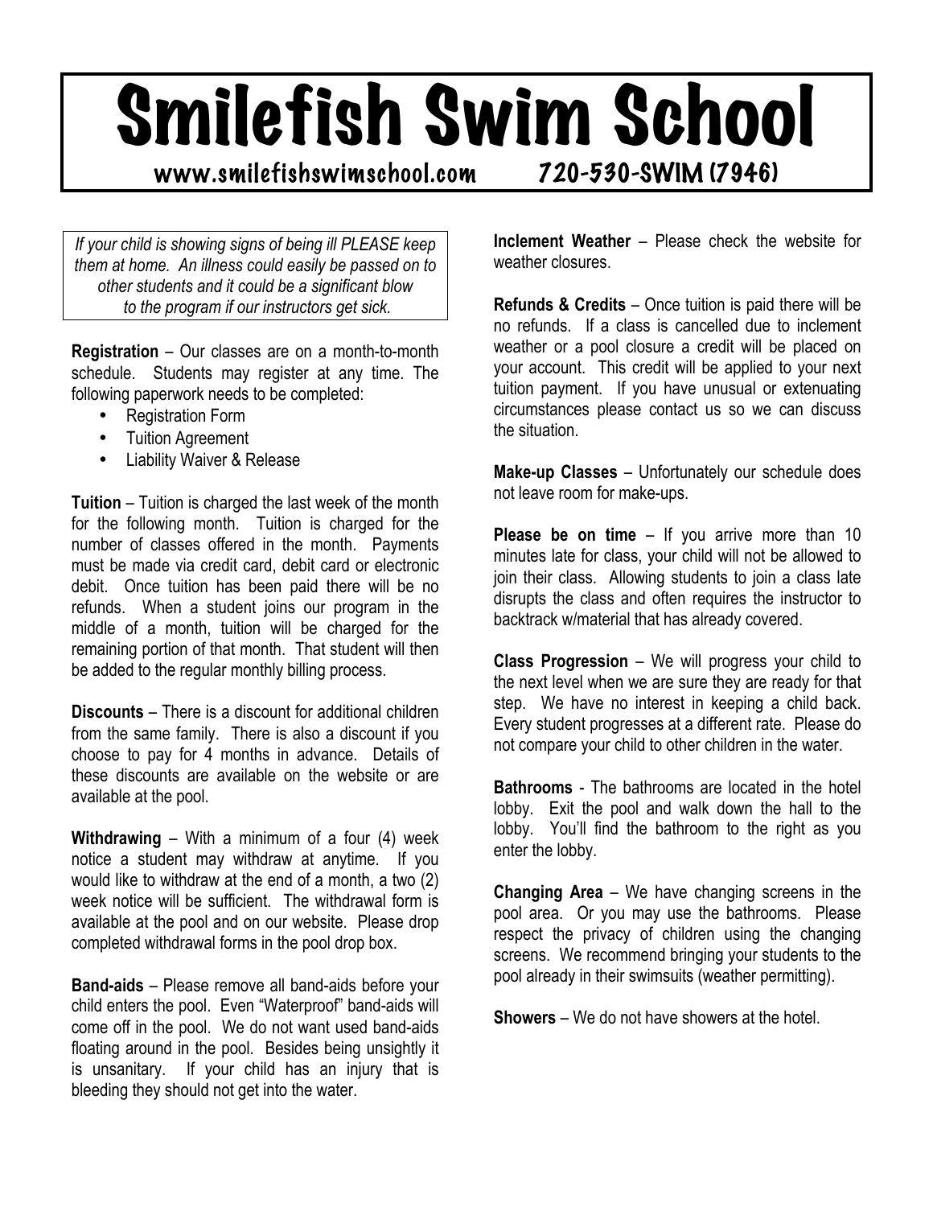# Smilefish Swim School

**www.smilefishswimschool.com 720-530-SWIM (7946)**

*If your child is showing signs of being ill PLEASE keep them at home. An illness could easily be passed on to other students and it could be a significant blow to the program if our instructors get sick.*

**Registration** – Our classes are on a month-to-month schedule. Students may register at any time. The following paperwork needs to be completed:

- Registration Form
- Tuition Agreement
- Liability Waiver & Release

**Tuition** – Tuition is charged the last week of the month for the following month. Tuition is charged for the number of classes offered in the month. Payments must be made via credit card, debit card or electronic debit. Once tuition has been paid there will be no refunds. When a student joins our program in the middle of a month, tuition will be charged for the remaining portion of that month. That student will then be added to the regular monthly billing process.

**Discounts** – There is a discount for additional children from the same family. There is also a discount if you choose to pay for 4 months in advance. Details of these discounts are available on the website or are available at the pool.

**Withdrawing** – With a minimum of a four (4) week notice a student may withdraw at anytime. If you would like to withdraw at the end of a month, a two (2) week notice will be sufficient. The withdrawal form is available at the pool and on our website. Please drop completed withdrawal forms in the pool drop box.

**Band-aids** – Please remove all band-aids before your child enters the pool. Even "Waterproof" band-aids will come off in the pool. We do not want used band-aids floating around in the pool. Besides being unsightly it is unsanitary. If your child has an injury that is bleeding they should not get into the water.

**Inclement Weather** – Please check the website for weather closures.

**Refunds & Credits** – Once tuition is paid there will be no refunds. If a class is cancelled due to inclement weather or a pool closure a credit will be placed on your account. This credit will be applied to your next tuition payment. If you have unusual or extenuating circumstances please contact us so we can discuss the situation.

**Make-up Classes** – Unfortunately our schedule does not leave room for make-ups.

**Please be on time** – If you arrive more than 10 minutes late for class, your child will not be allowed to join their class. Allowing students to join a class late disrupts the class and often requires the instructor to backtrack w/material that has already covered.

**Class Progression** – We will progress your child to the next level when we are sure they are ready for that step. We have no interest in keeping a child back. Every student progresses at a different rate. Please do not compare your child to other children in the water.

**Bathrooms** - The bathrooms are located in the hotel lobby. Exit the pool and walk down the hall to the lobby. You'll find the bathroom to the right as you enter the lobby.

**Changing Area** – We have changing screens in the pool area. Or you may use the bathrooms. Please respect the privacy of children using the changing screens. We recommend bringing your students to the pool already in their swimsuits (weather permitting).

**Showers** – We do not have showers at the hotel.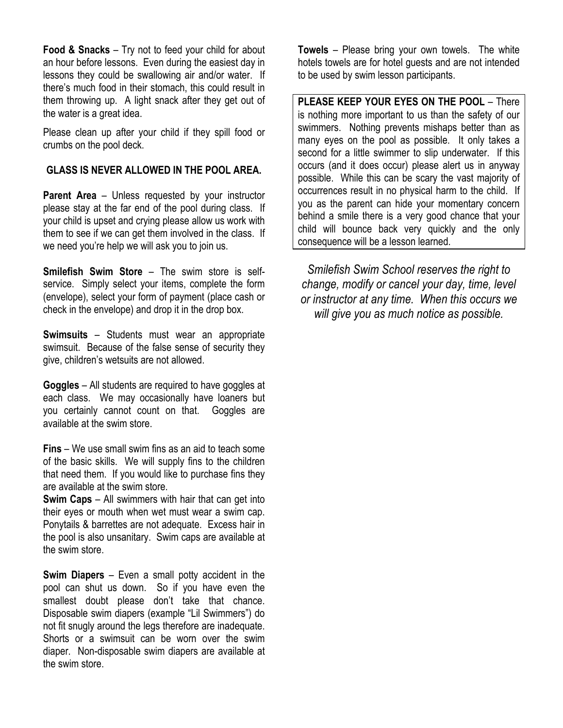**Food & Snacks** – Try not to feed your child for about an hour before lessons. Even during the easiest day in lessons they could be swallowing air and/or water. If there's much food in their stomach, this could result in them throwing up. A light snack after they get out of the water is a great idea.

Please clean up after your child if they spill food or crumbs on the pool deck.

**GLASS IS NEVER ALLOWED IN THE POOL AREA.**

**Parent Area** – Unless requested by your instructor please stay at the far end of the pool during class. If your child is upset and crying please allow us work with them to see if we can get them involved in the class. If we need you're help we will ask you to join us.

**Smilefish Swim Store** – The swim store is self-service. Simply select your items, complete the form (envelope), select your form of payment (place cash or check in the envelope) and drop it in the drop box.

**Swimsuits** – Students must wear an appropriate swimsuit. Because of the false sense of security they give, children's wetsuits are not allowed.

**Goggles** – All students are required to have goggles at each class. We may occasionally have loaners but you certainly cannot count on that. Goggles are available at the swim store.

**Fins** – We use small swim fins as an aid to teach some of the basic skills. We will supply fins to the children that need them. If you would like to purchase fins they are available at the swim store.

**Swim Caps** – All swimmers with hair that can get into their eyes or mouth when wet must wear a swim cap. Ponytails & barrettes are not adequate. Excess hair in the pool is also unsanitary. Swim caps are available at the swim store.

**Swim Diapers** – Even a small potty accident in the pool can shut us down. So if you have even the smallest doubt please don't take that chance. Disposable swim diapers (example "Lil Swimmers") do not fit snugly around the legs therefore are inadequate. Shorts or a swimsuit can be worn over the swim diaper. Non-disposable swim diapers are available at the swim store.

**Towels** – Please bring your own towels. The white hotels towels are for hotel guests and are not intended to be used by swim lesson participants.

**PLEASE KEEP YOUR EYES ON THE POOL** – There is nothing more important to us than the safety of our swimmers. Nothing prevents mishaps better than as many eyes on the pool as possible. It only takes a second for a little swimmer to slip underwater. If this occurs (and it does occur) please alert us in anyway possible. While this can be scary the vast majority of occurrences result in no physical harm to the child. If you as the parent can hide your momentary concern behind a smile there is a very good chance that your child will bounce back very quickly and the only consequence will be a lesson learned.

*Smilefish Swim School reserves the right to change, modify or cancel your day, time, level or instructor at any time. When this occurs we will give you as much notice as possible.*